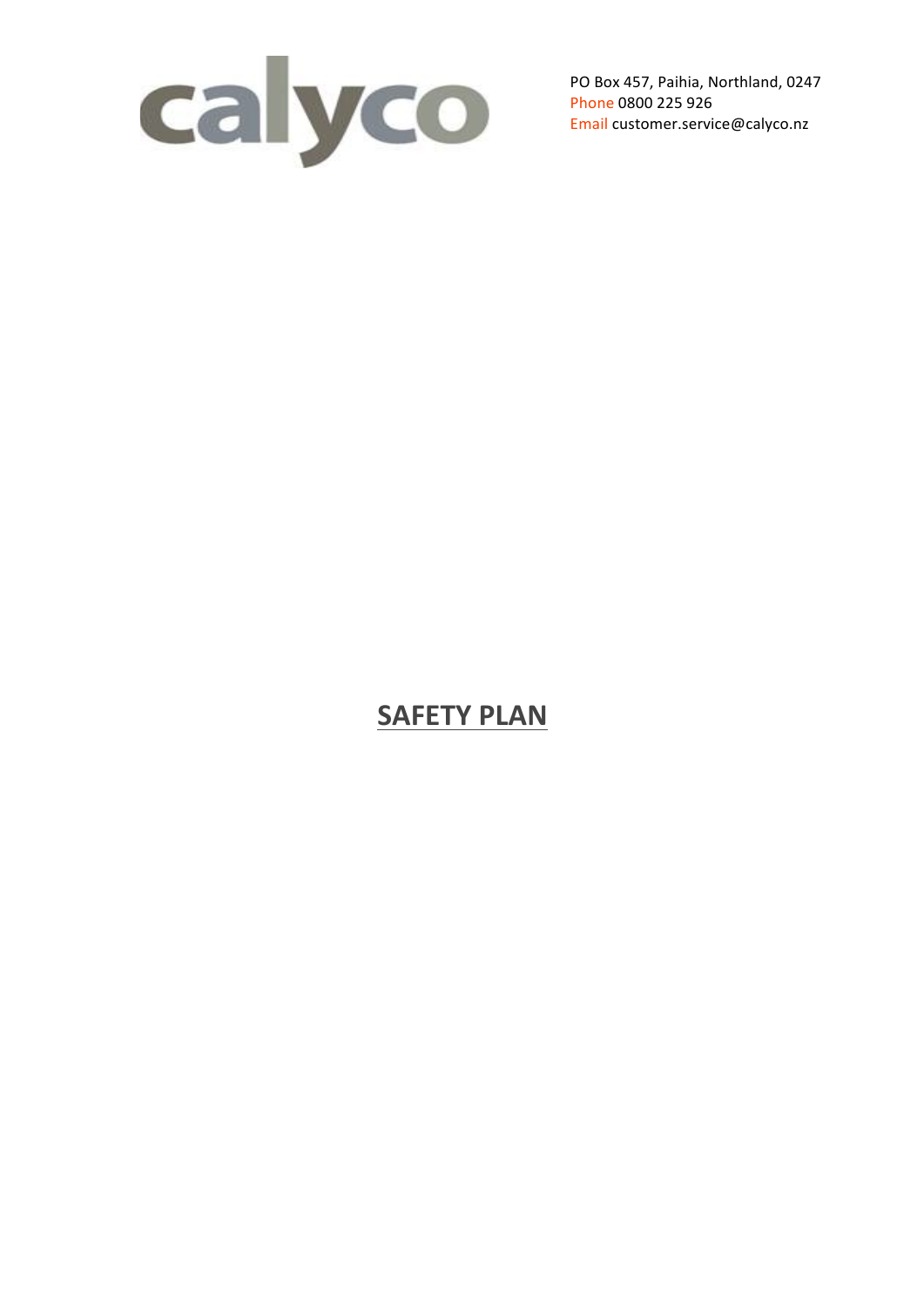calyco

PO Box 457, Paihia, Northland, 0247
Phone 0800 225 926
Email customer.service@calyco.nz

# SAFETY PLAN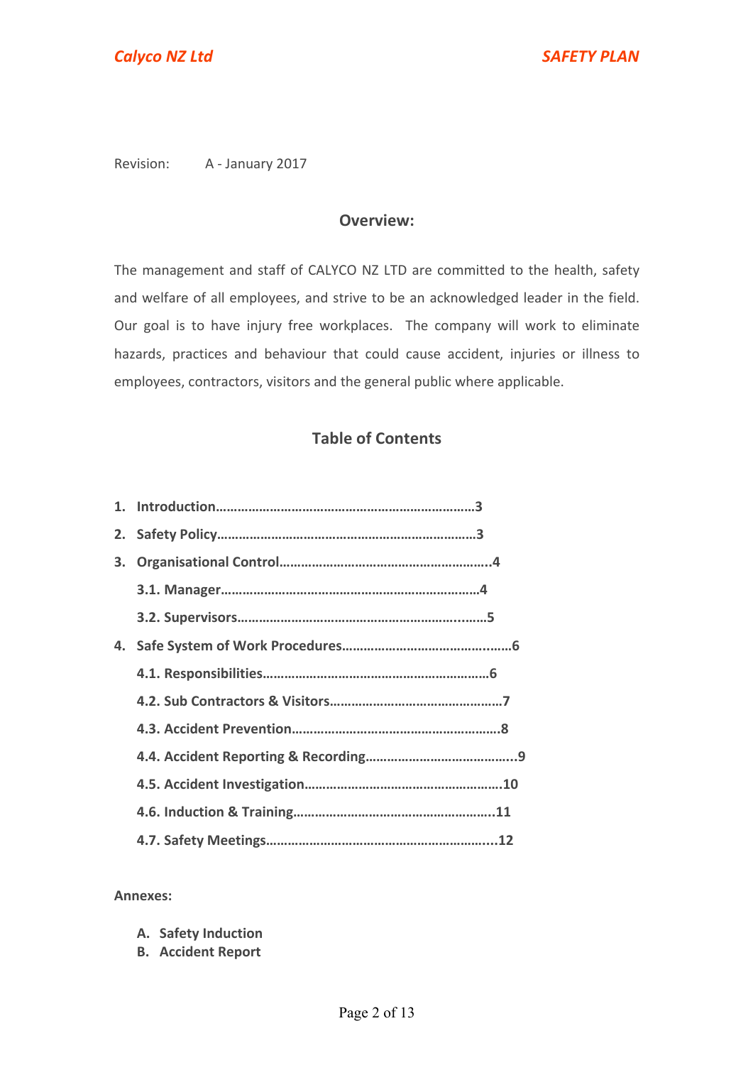Revision: A - January 2017

## Overview:

The management and staff of CALYCO NZ LTD are committed to the health, safety and welfare of all employees, and strive to be an acknowledged leader in the field. Our goal is to have injury free workplaces. The company will work to eliminate hazards, practices and behaviour that could cause accident, injuries or illness to employees, contractors, visitors and the general public where applicable.

## Table of Contents

1. **Introduction……………………………………………………………3**
2. **Safety Policy……………………………………………………………3**
3. **Organisational Control…………………………………………………4**
   - **3.1. Manager………………………………………………………………4**
   - **3.2. Supervisors……………………………………………………………5**
4. **Safe System of Work Procedures………………………………………6**
   - **4.1. Responsibilities………………………………………………………6**
   - **4.2. Sub Contractors & Visitors…………………………………………7**
   - **4.3. Accident Prevention…………………………………………………8**
   - **4.4. Accident Reporting & Recording…………………………………..9**
   - **4.5. Accident Investigation………………………………………………10**
   - **4.6. Induction & Training………………………………………………..11**
   - **4.7. Safety Meetings……………………………………………………...12**

**Annexes:**

- **A. Safety Induction**
- **B. Accident Report**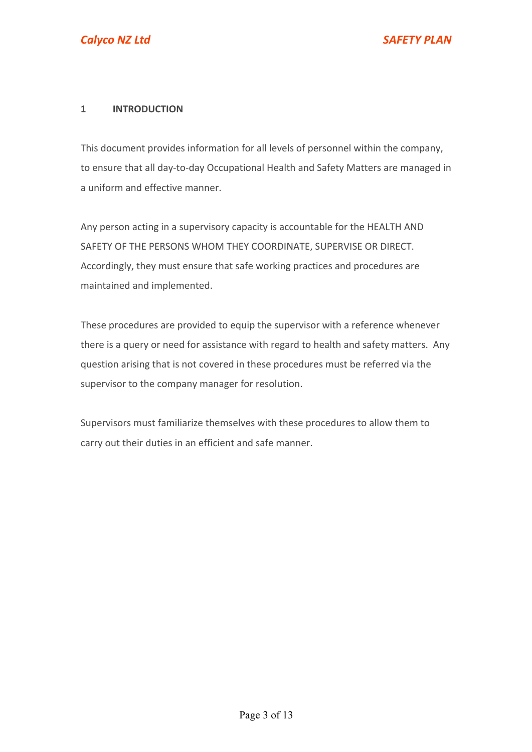## 1 INTRODUCTION

This document provides information for all levels of personnel within the company, to ensure that all day-to-day Occupational Health and Safety Matters are managed in a uniform and effective manner.

Any person acting in a supervisory capacity is accountable for the HEALTH AND SAFETY OF THE PERSONS WHOM THEY COORDINATE, SUPERVISE OR DIRECT. Accordingly, they must ensure that safe working practices and procedures are maintained and implemented.

These procedures are provided to equip the supervisor with a reference whenever there is a query or need for assistance with regard to health and safety matters. Any question arising that is not covered in these procedures must be referred via the supervisor to the company manager for resolution.

Supervisors must familiarize themselves with these procedures to allow them to carry out their duties in an efficient and safe manner.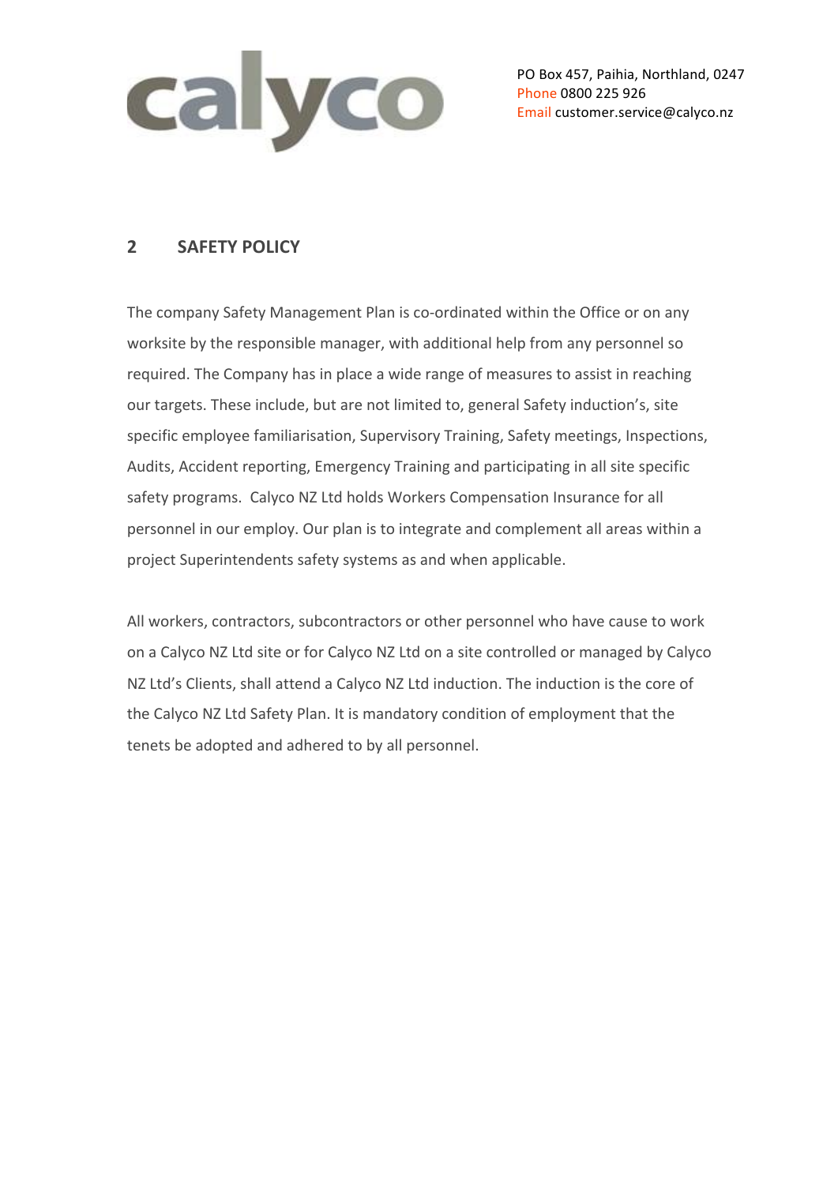## 2 SAFETY POLICY

The company Safety Management Plan is co-ordinated within the Office or on any worksite by the responsible manager, with additional help from any personnel so required. The Company has in place a wide range of measures to assist in reaching our targets. These include, but are not limited to, general Safety induction's, site specific employee familiarisation, Supervisory Training, Safety meetings, Inspections, Audits, Accident reporting, Emergency Training and participating in all site specific safety programs. Calyco NZ Ltd holds Workers Compensation Insurance for all personnel in our employ. Our plan is to integrate and complement all areas within a project Superintendents safety systems as and when applicable.

All workers, contractors, subcontractors or other personnel who have cause to work on a Calyco NZ Ltd site or for Calyco NZ Ltd on a site controlled or managed by Calyco NZ Ltd's Clients, shall attend a Calyco NZ Ltd induction. The induction is the core of the Calyco NZ Ltd Safety Plan. It is mandatory condition of employment that the tenets be adopted and adhered to by all personnel.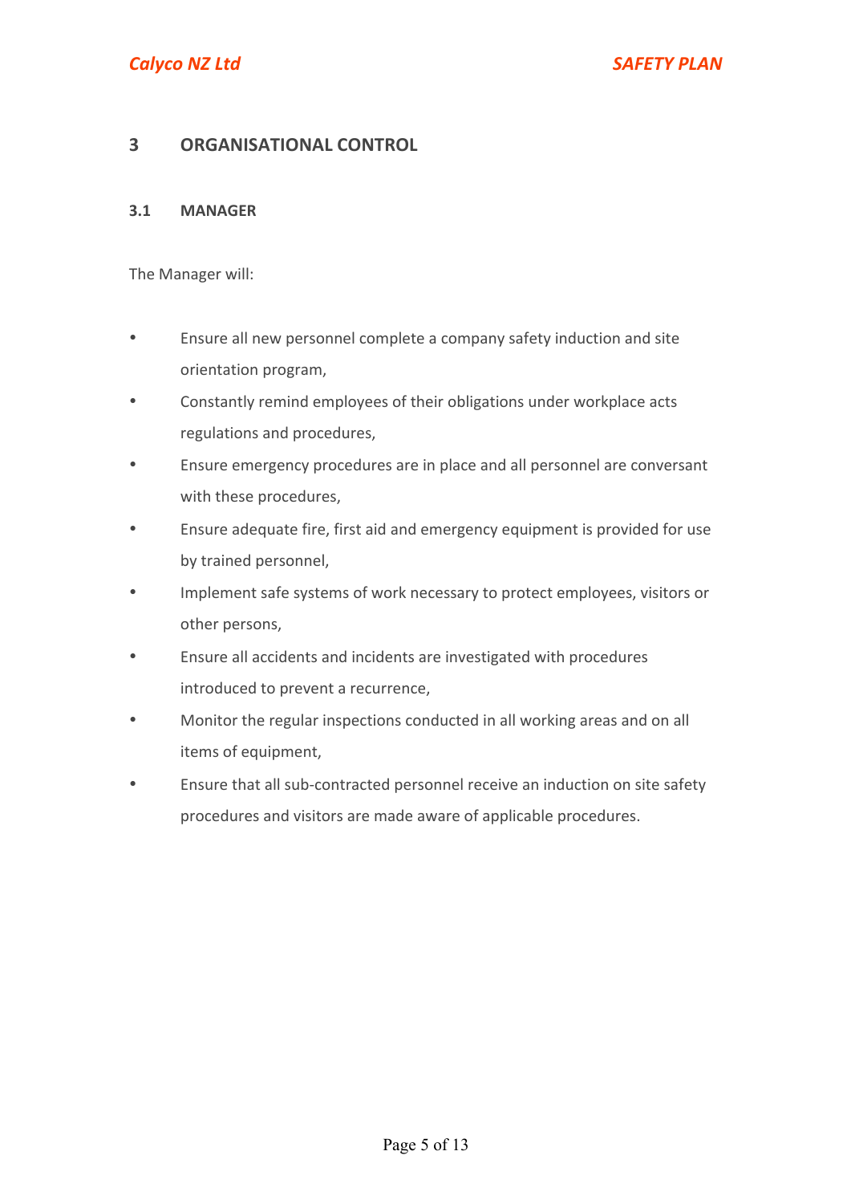# 3 ORGANISATIONAL CONTROL

## 3.1 MANAGER

The Manager will:

- Ensure all new personnel complete a company safety induction and site orientation program,
- Constantly remind employees of their obligations under workplace acts regulations and procedures,
- Ensure emergency procedures are in place and all personnel are conversant with these procedures,
- Ensure adequate fire, first aid and emergency equipment is provided for use by trained personnel,
- Implement safe systems of work necessary to protect employees, visitors or other persons,
- Ensure all accidents and incidents are investigated with procedures introduced to prevent a recurrence,
- Monitor the regular inspections conducted in all working areas and on all items of equipment,
- Ensure that all sub-contracted personnel receive an induction on site safety procedures and visitors are made aware of applicable procedures.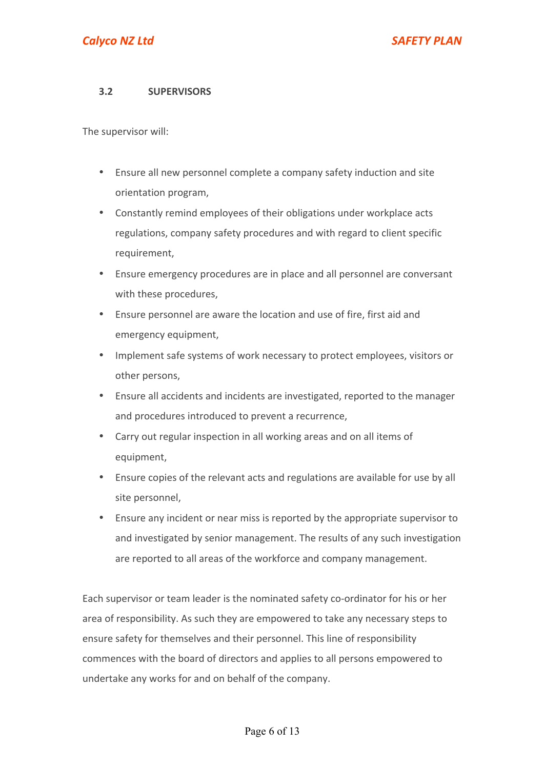### 3.2 SUPERVISORS

The supervisor will:

- Ensure all new personnel complete a company safety induction and site orientation program,
- Constantly remind employees of their obligations under workplace acts regulations, company safety procedures and with regard to client specific requirement,
- Ensure emergency procedures are in place and all personnel are conversant with these procedures,
- Ensure personnel are aware the location and use of fire, first aid and emergency equipment,
- Implement safe systems of work necessary to protect employees, visitors or other persons,
- Ensure all accidents and incidents are investigated, reported to the manager and procedures introduced to prevent a recurrence,
- Carry out regular inspection in all working areas and on all items of equipment,
- Ensure copies of the relevant acts and regulations are available for use by all site personnel,
- Ensure any incident or near miss is reported by the appropriate supervisor to and investigated by senior management. The results of any such investigation are reported to all areas of the workforce and company management.

Each supervisor or team leader is the nominated safety co-ordinator for his or her area of responsibility. As such they are empowered to take any necessary steps to ensure safety for themselves and their personnel. This line of responsibility commences with the board of directors and applies to all persons empowered to undertake any works for and on behalf of the company.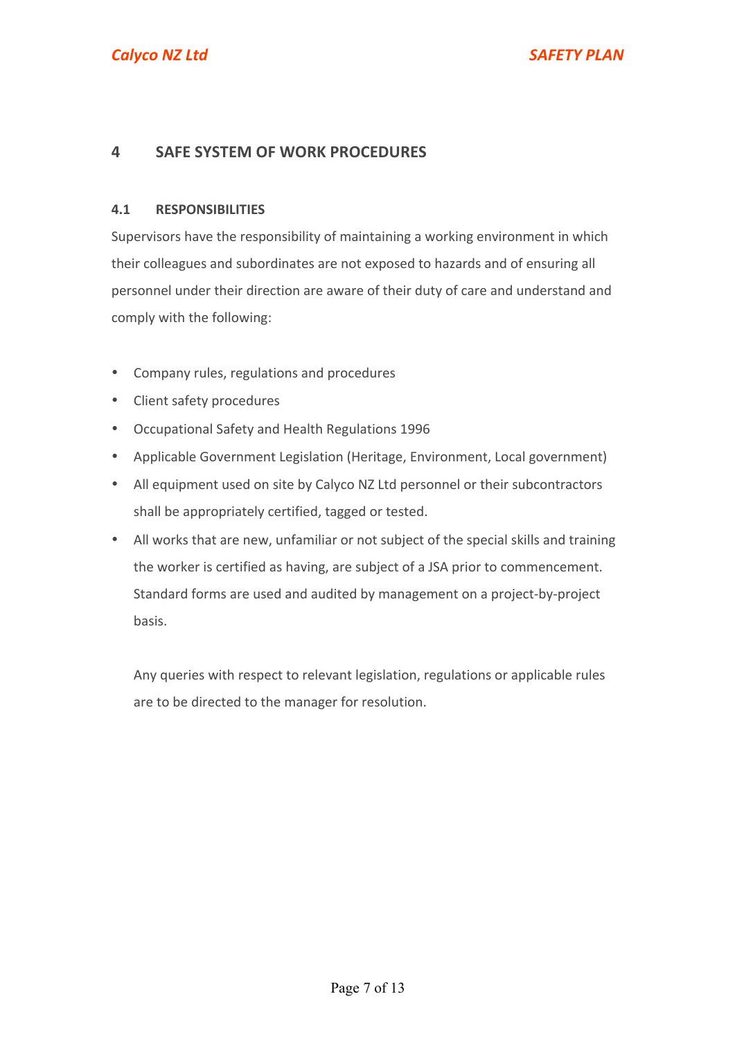# 4 SAFE SYSTEM OF WORK PROCEDURES

## 4.1 RESPONSIBILITIES

Supervisors have the responsibility of maintaining a working environment in which their colleagues and subordinates are not exposed to hazards and of ensuring all personnel under their direction are aware of their duty of care and understand and comply with the following:

- Company rules, regulations and procedures
- Client safety procedures
- Occupational Safety and Health Regulations 1996
- Applicable Government Legislation (Heritage, Environment, Local government)
- All equipment used on site by Calyco NZ Ltd personnel or their subcontractors shall be appropriately certified, tagged or tested.
- All works that are new, unfamiliar or not subject of the special skills and training the worker is certified as having, are subject of a JSA prior to commencement. Standard forms are used and audited by management on a project-by-project basis.

  Any queries with respect to relevant legislation, regulations or applicable rules are to be directed to the manager for resolution.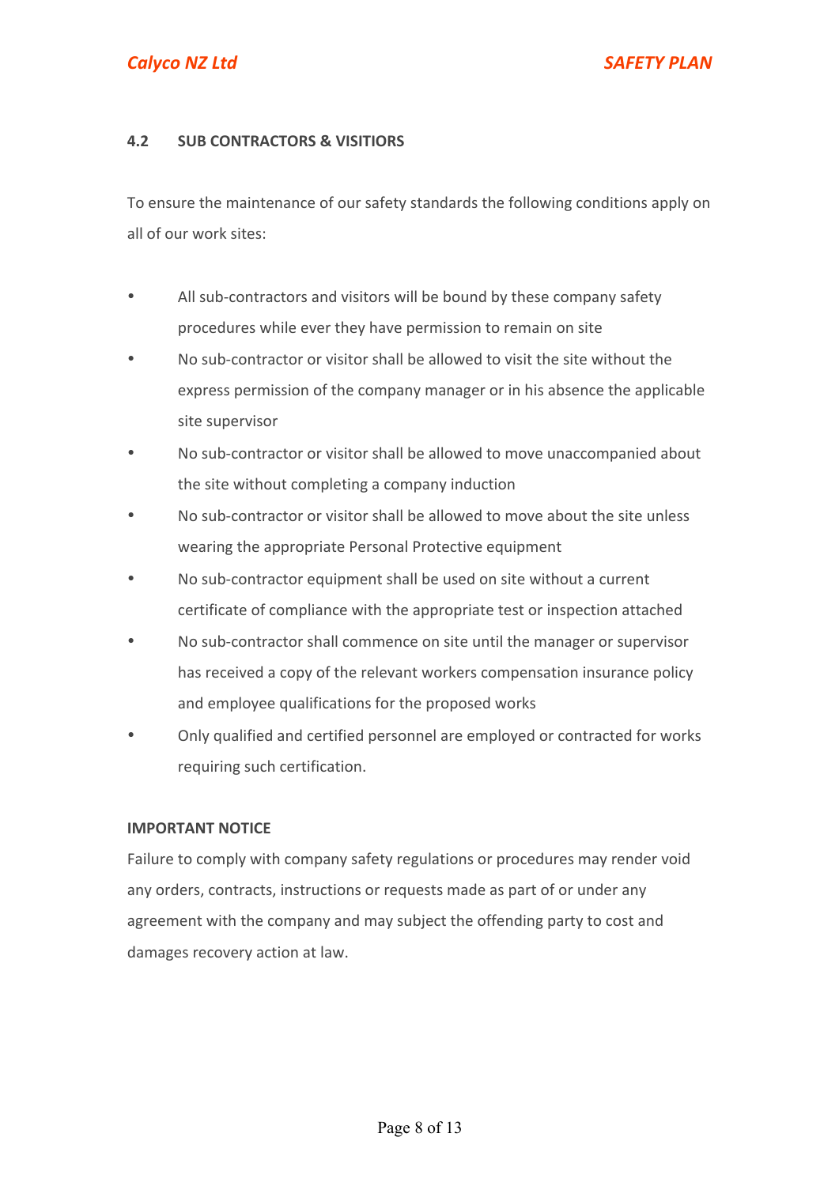### 4.2 SUB CONTRACTORS & VISITIORS

To ensure the maintenance of our safety standards the following conditions apply on all of our work sites:

- All sub-contractors and visitors will be bound by these company safety procedures while ever they have permission to remain on site
- No sub-contractor or visitor shall be allowed to visit the site without the express permission of the company manager or in his absence the applicable site supervisor
- No sub-contractor or visitor shall be allowed to move unaccompanied about the site without completing a company induction
- No sub-contractor or visitor shall be allowed to move about the site unless wearing the appropriate Personal Protective equipment
- No sub-contractor equipment shall be used on site without a current certificate of compliance with the appropriate test or inspection attached
- No sub-contractor shall commence on site until the manager or supervisor has received a copy of the relevant workers compensation insurance policy and employee qualifications for the proposed works
- Only qualified and certified personnel are employed or contracted for works requiring such certification.

**IMPORTANT NOTICE**

Failure to comply with company safety regulations or procedures may render void any orders, contracts, instructions or requests made as part of or under any agreement with the company and may subject the offending party to cost and damages recovery action at law.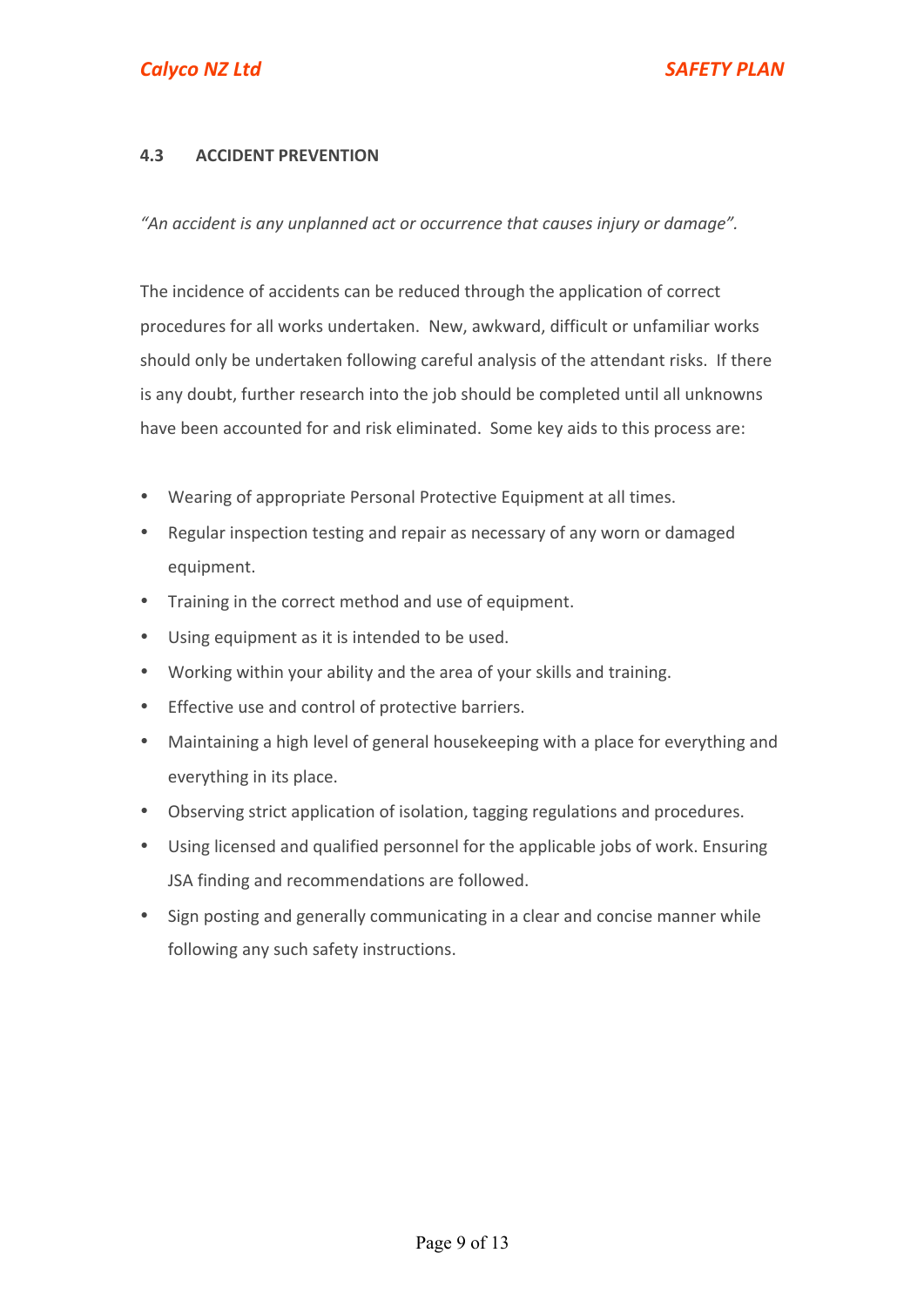### 4.3 ACCIDENT PREVENTION

*"An accident is any unplanned act or occurrence that causes injury or damage".*

The incidence of accidents can be reduced through the application of correct procedures for all works undertaken. New, awkward, difficult or unfamiliar works should only be undertaken following careful analysis of the attendant risks. If there is any doubt, further research into the job should be completed until all unknowns have been accounted for and risk eliminated. Some key aids to this process are:

- Wearing of appropriate Personal Protective Equipment at all times.
- Regular inspection testing and repair as necessary of any worn or damaged equipment.
- Training in the correct method and use of equipment.
- Using equipment as it is intended to be used.
- Working within your ability and the area of your skills and training.
- Effective use and control of protective barriers.
- Maintaining a high level of general housekeeping with a place for everything and everything in its place.
- Observing strict application of isolation, tagging regulations and procedures.
- Using licensed and qualified personnel for the applicable jobs of work. Ensuring JSA finding and recommendations are followed.
- Sign posting and generally communicating in a clear and concise manner while following any such safety instructions.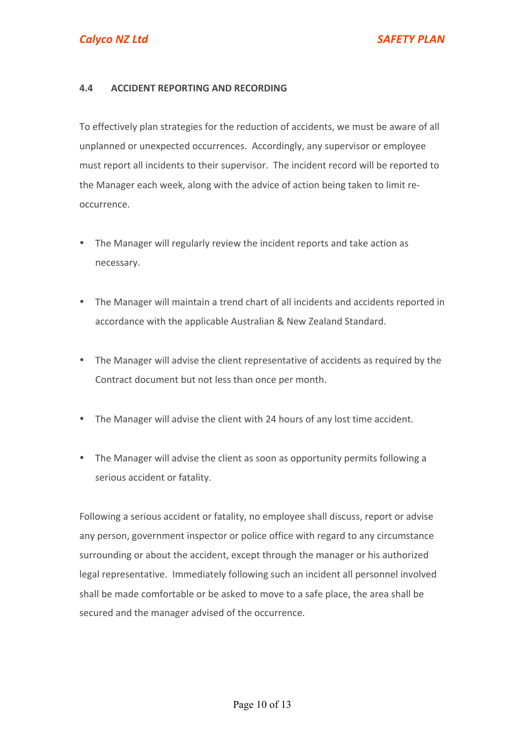### 4.4 ACCIDENT REPORTING AND RECORDING

To effectively plan strategies for the reduction of accidents, we must be aware of all unplanned or unexpected occurrences. Accordingly, any supervisor or employee must report all incidents to their supervisor. The incident record will be reported to the Manager each week, along with the advice of action being taken to limit re-occurrence.

- The Manager will regularly review the incident reports and take action as necessary.
- The Manager will maintain a trend chart of all incidents and accidents reported in accordance with the applicable Australian & New Zealand Standard.
- The Manager will advise the client representative of accidents as required by the Contract document but not less than once per month.
- The Manager will advise the client with 24 hours of any lost time accident.
- The Manager will advise the client as soon as opportunity permits following a serious accident or fatality.

Following a serious accident or fatality, no employee shall discuss, report or advise any person, government inspector or police office with regard to any circumstance surrounding or about the accident, except through the manager or his authorized legal representative. Immediately following such an incident all personnel involved shall be made comfortable or be asked to move to a safe place, the area shall be secured and the manager advised of the occurrence.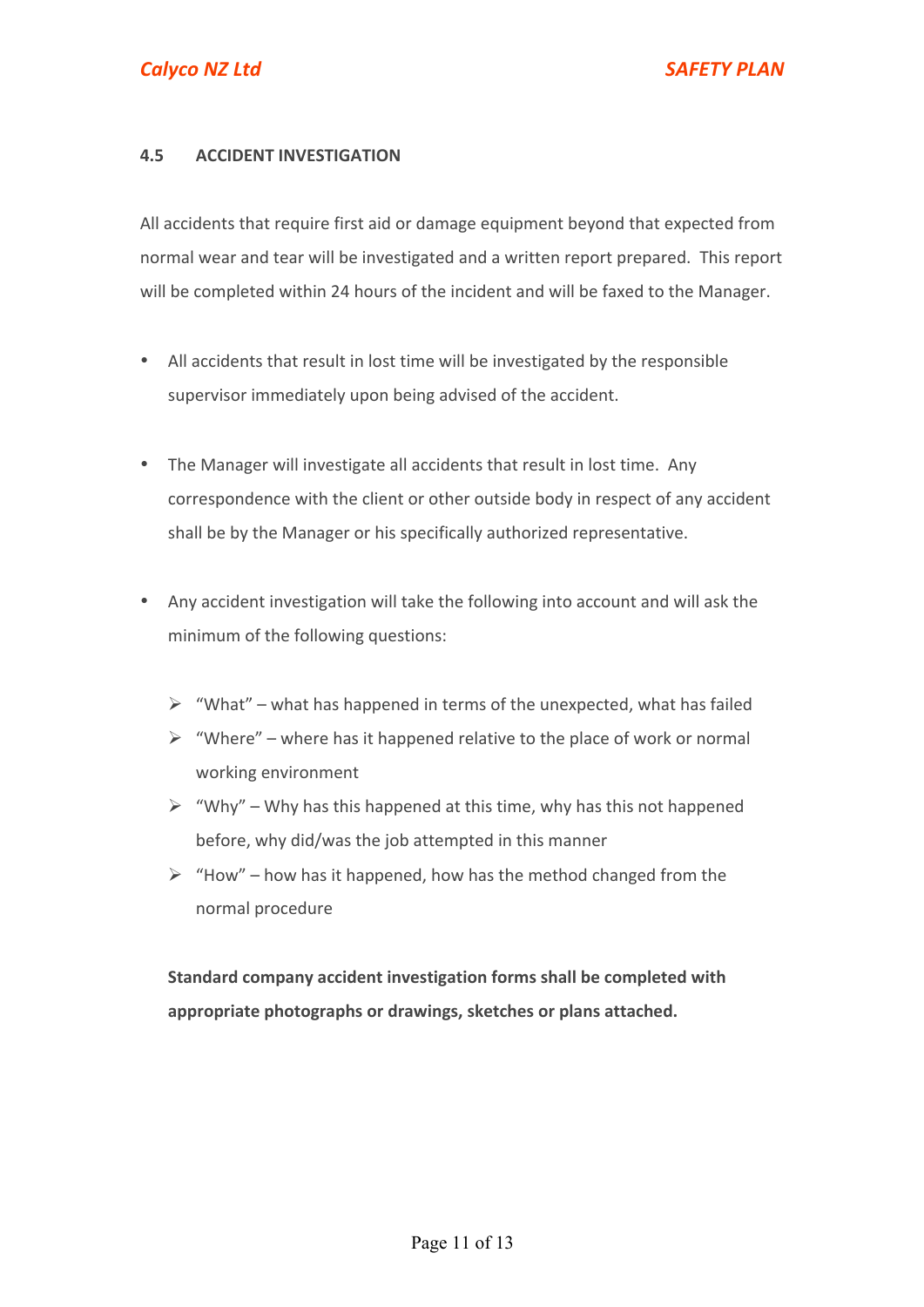### 4.5 ACCIDENT INVESTIGATION

All accidents that require first aid or damage equipment beyond that expected from normal wear and tear will be investigated and a written report prepared. This report will be completed within 24 hours of the incident and will be faxed to the Manager.

- All accidents that result in lost time will be investigated by the responsible supervisor immediately upon being advised of the accident.

- The Manager will investigate all accidents that result in lost time. Any correspondence with the client or other outside body in respect of any accident shall be by the Manager or his specifically authorized representative.

- Any accident investigation will take the following into account and will ask the minimum of the following questions:

  - "What" – what has happened in terms of the unexpected, what has failed
  - "Where" – where has it happened relative to the place of work or normal working environment
  - "Why" – Why has this happened at this time, why has this not happened before, why did/was the job attempted in this manner
  - "How" – how has it happened, how has the method changed from the normal procedure

**Standard company accident investigation forms shall be completed with appropriate photographs or drawings, sketches or plans attached.**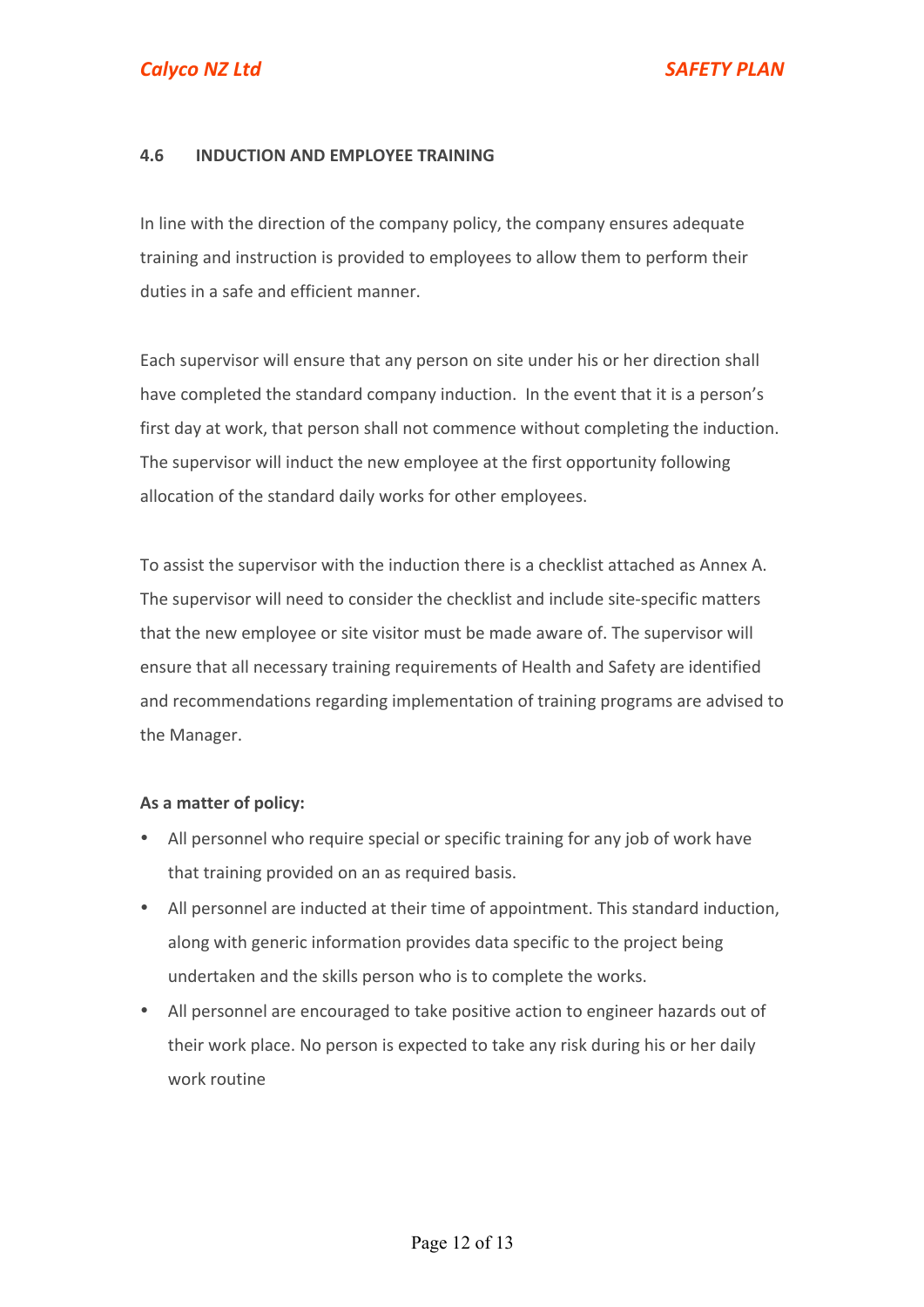### 4.6 INDUCTION AND EMPLOYEE TRAINING

In line with the direction of the company policy, the company ensures adequate training and instruction is provided to employees to allow them to perform their duties in a safe and efficient manner.

Each supervisor will ensure that any person on site under his or her direction shall have completed the standard company induction. In the event that it is a person's first day at work, that person shall not commence without completing the induction. The supervisor will induct the new employee at the first opportunity following allocation of the standard daily works for other employees.

To assist the supervisor with the induction there is a checklist attached as Annex A. The supervisor will need to consider the checklist and include site-specific matters that the new employee or site visitor must be made aware of. The supervisor will ensure that all necessary training requirements of Health and Safety are identified and recommendations regarding implementation of training programs are advised to the Manager.

**As a matter of policy:**

- All personnel who require special or specific training for any job of work have that training provided on an as required basis.
- All personnel are inducted at their time of appointment. This standard induction, along with generic information provides data specific to the project being undertaken and the skills person who is to complete the works.
- All personnel are encouraged to take positive action to engineer hazards out of their work place. No person is expected to take any risk during his or her daily work routine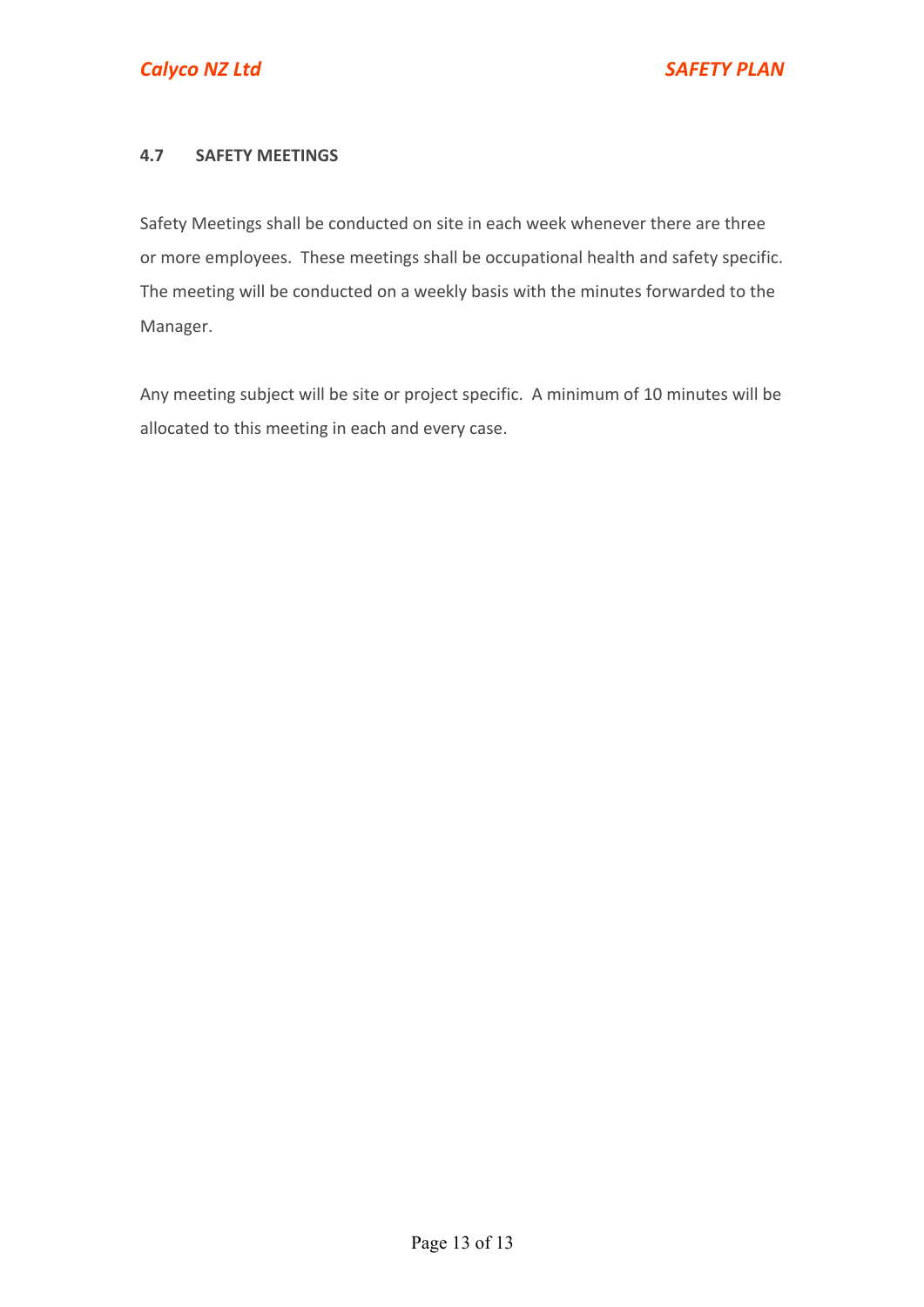### 4.7 SAFETY MEETINGS

Safety Meetings shall be conducted on site in each week whenever there are three or more employees. These meetings shall be occupational health and safety specific. The meeting will be conducted on a weekly basis with the minutes forwarded to the Manager.

Any meeting subject will be site or project specific. A minimum of 10 minutes will be allocated to this meeting in each and every case.